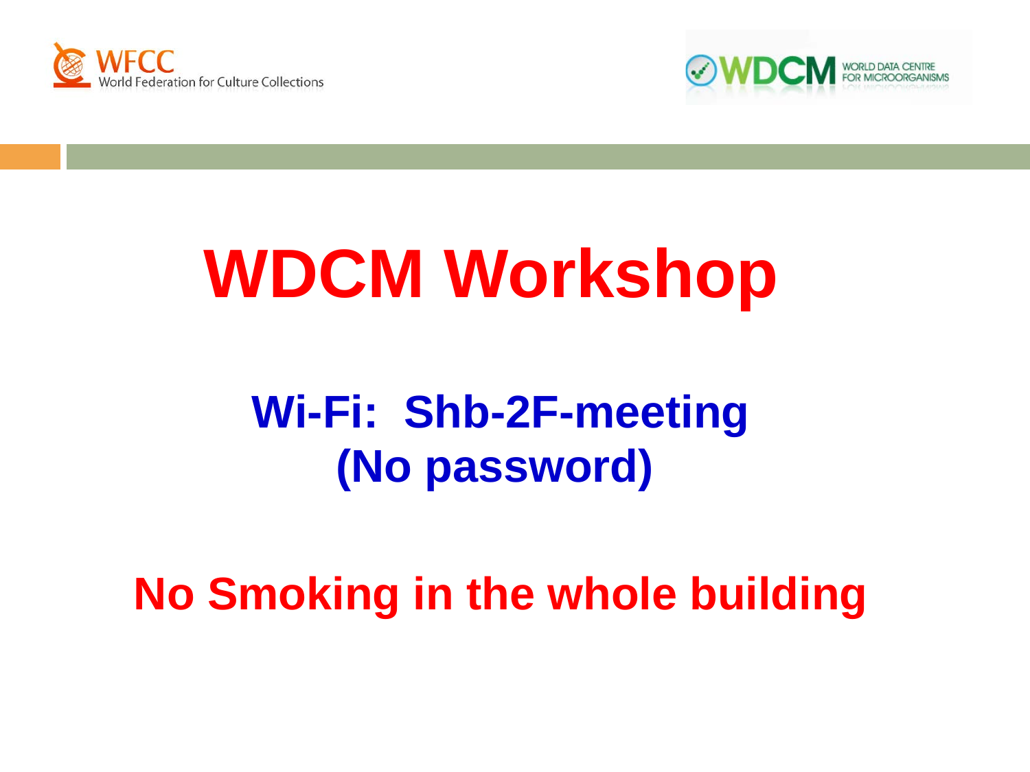WFCC World Federation for Culture Collections

WDCM WORLD DATA CENTRE FOR MICROORGANISMS

# WDCM Workshop

## Wi-Fi: Shb-2F-meeting (No password)

## No Smoking in the whole building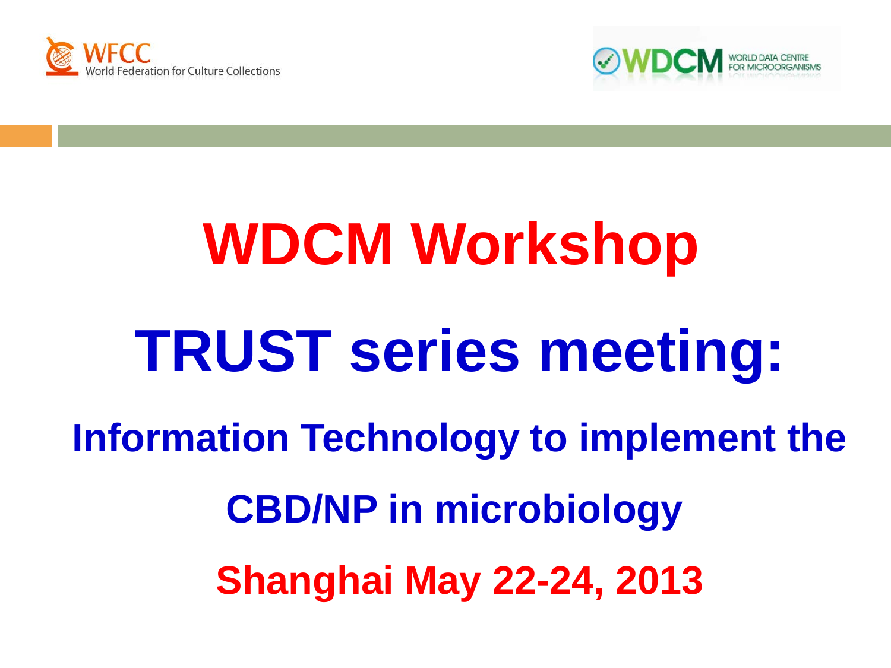WFCC World Federation for Culture Collections

WDCM WORLD DATA CENTRE FOR MICROORGANISMS

# WDCM Workshop

# TRUST series meeting:

## Information Technology to implement the CBD/NP in microbiology

**Shanghai May 22-24, 2013**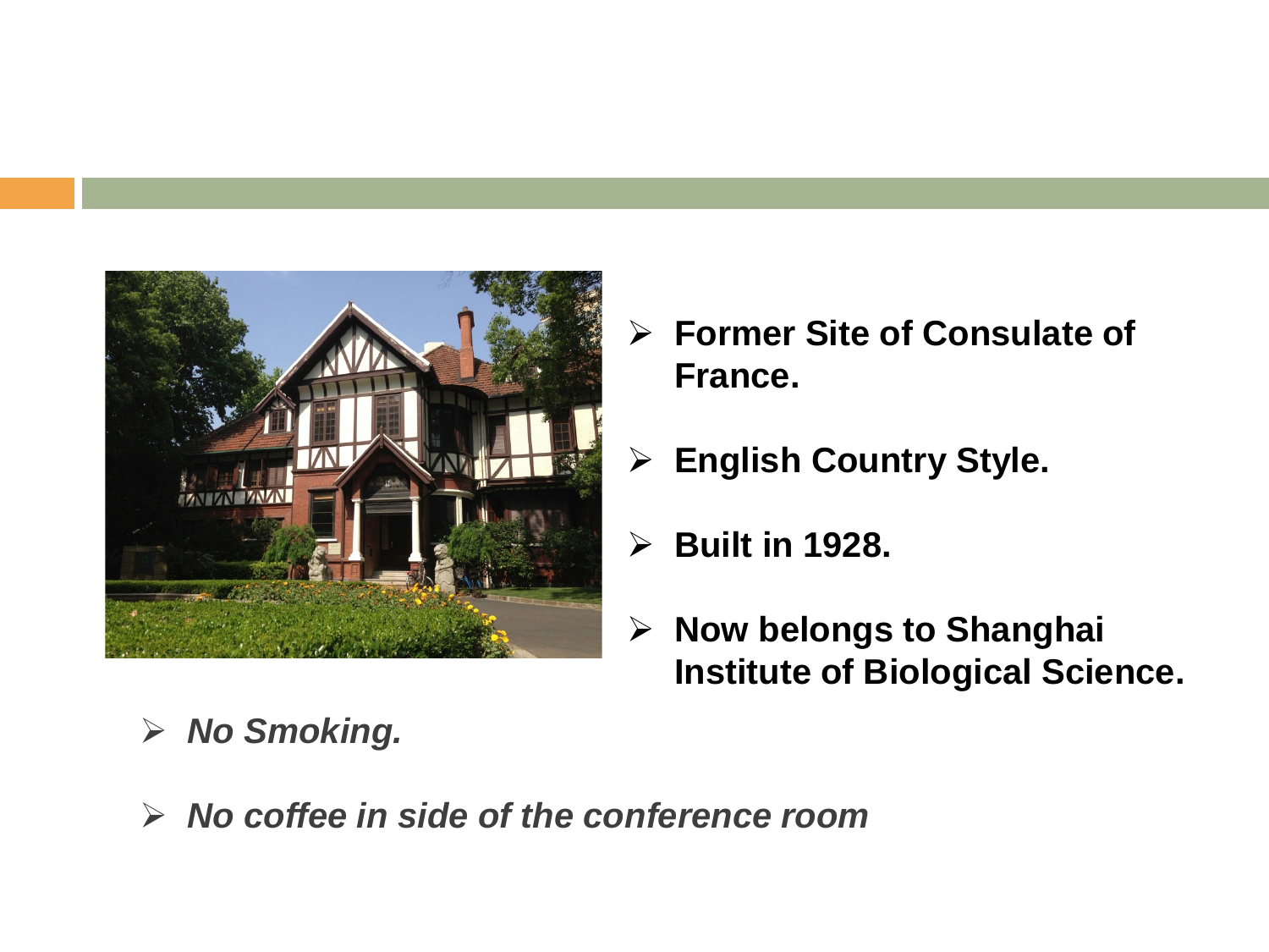- **Former Site of Consulate of France.**
- **English Country Style.**
- **Built in 1928.**
- **Now belongs to Shanghai Institute of Biological Science.**

- ***No Smoking.***
- ***No coffee in side of the conference room***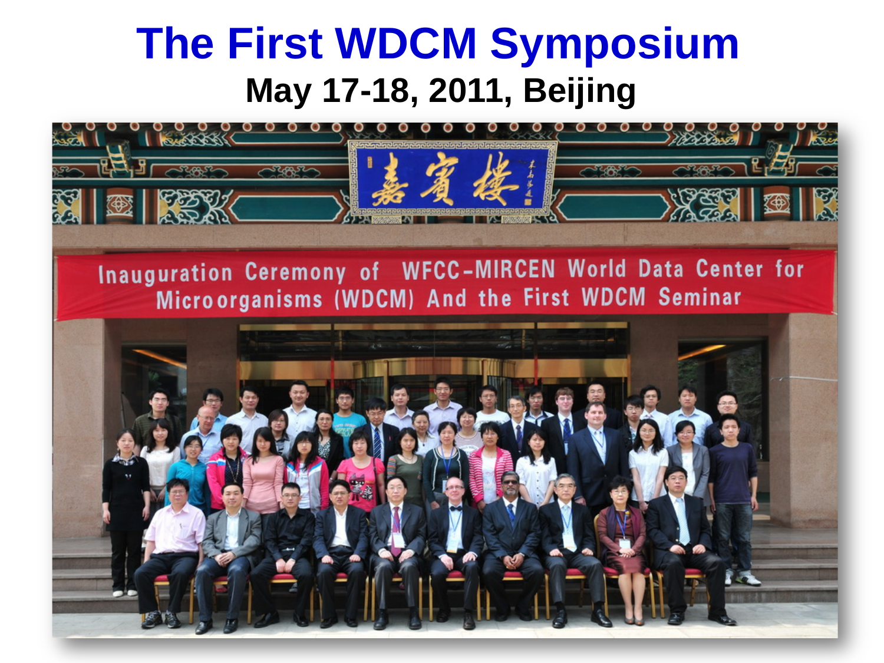# The First WDCM Symposium

**May 17-18, 2011, Beijing**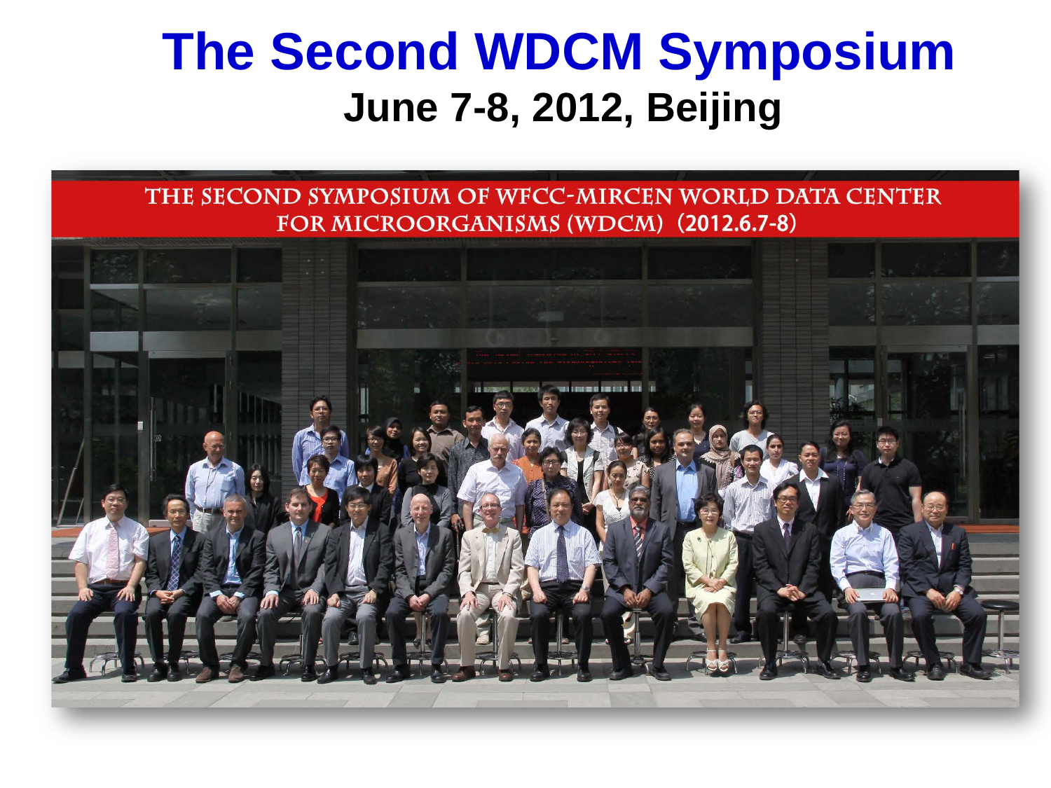# The Second WDCM Symposium

## June 7-8, 2012, Beijing

THE SECOND SYMPOSIUM OF WFCC-MIRCEN WORLD DATA CENTER FOR MICROORGANISMS (WDCM) (2012.6.7-8)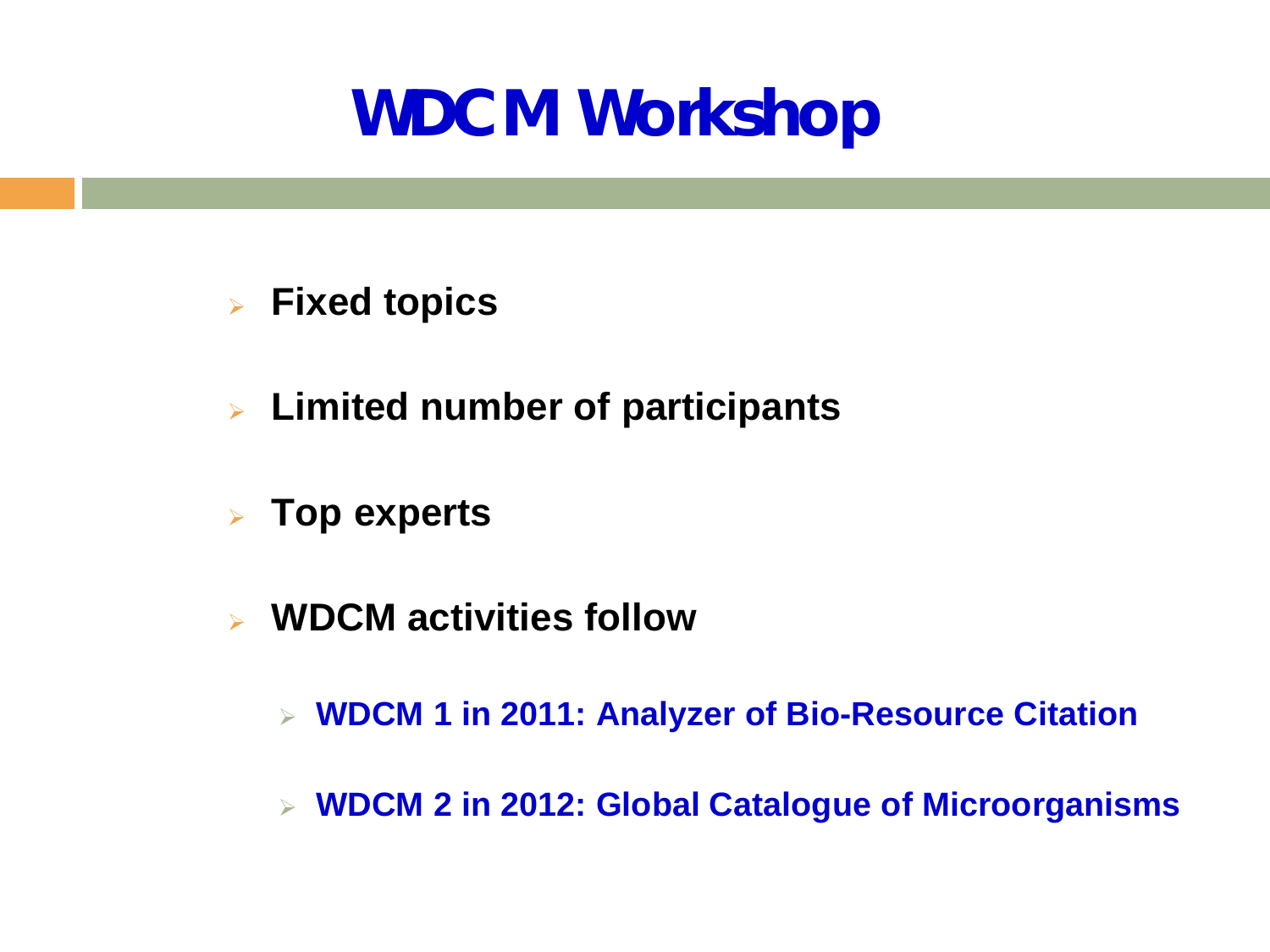# WDCM Workshop

- **Fixed topics**
- **Limited number of participants**
- **Top experts**
- **WDCM activities follow**
  - **WDCM 1 in 2011: Analyzer of Bio-Resource Citation**
  - **WDCM 2 in 2012: Global Catalogue of Microorganisms**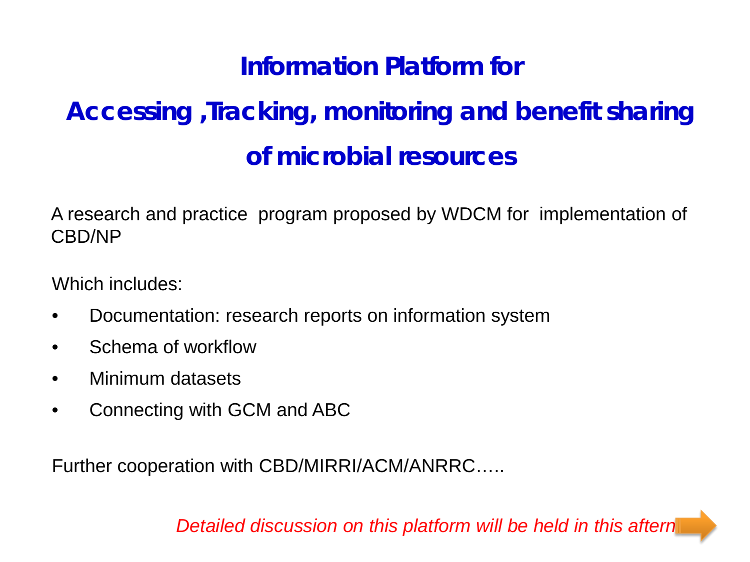# Information Platform for Accessing ,Tracking, monitoring and benefit sharing of microbial resources

A research and practice program proposed by WDCM for implementation of CBD/NP

Which includes:

- Documentation: research reports on information system
- Schema of workflow
- Minimum datasets
- Connecting with GCM and ABC

Further cooperation with CBD/MIRRI/ACM/ANRRC…..

*Detailed discussion on this platform will be held in this aftern*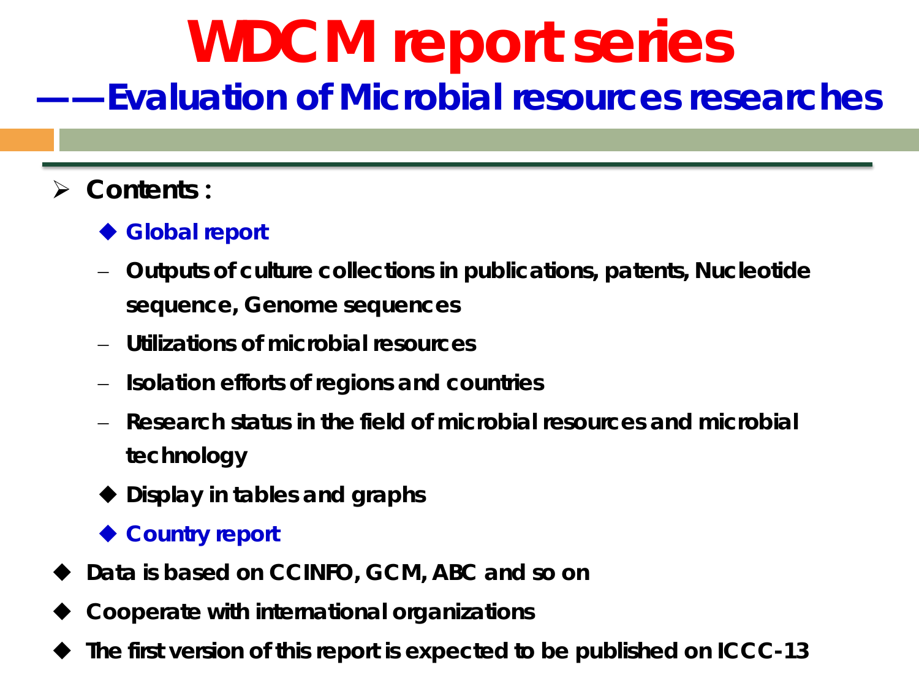# WDCM report series

## ——Evaluation of Microbial resources researches

- **Contents :**
  - **Global report**
    - Outputs of culture collections in publications, patents, Nucleotide sequence, Genome sequences
    - Utilizations of microbial resources
    - Isolation efforts of regions and countries
    - Research status in the field of microbial resources and microbial technology
  - Display in tables and graphs
  - **Country report**
- Data is based on CCINFO, GCM, ABC and so on
- Cooperate with international organizations
- The first version of this report is expected to be published on ICCC-13